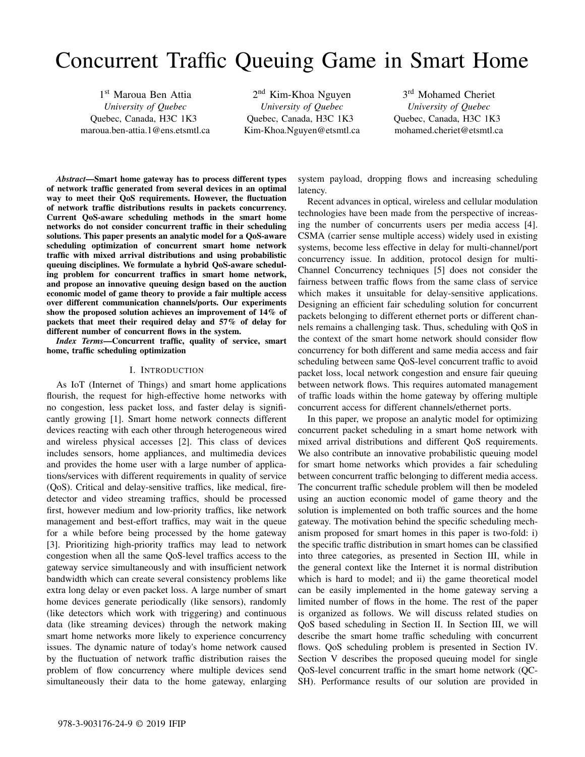# Concurrent Traffic Queuing Game in Smart Home

1st Maroua Ben Attia
*University of Quebec*
Quebec, Canada, H3C 1K3
maroua.ben-attia.1@ens.etsmtl.ca

2nd Kim-Khoa Nguyen
*University of Quebec*
Quebec, Canada, H3C 1K3
Kim-Khoa.Nguyen@etsmtl.ca

3rd Mohamed Cheriet
*University of Quebec*
Quebec, Canada, H3C 1K3
mohamed.cheriet@etsmtl.ca

***Abstract*—Smart home gateway has to process different types of network traffic generated from several devices in an optimal way to meet their QoS requirements. However, the fluctuation of network traffic distributions results in packets concurrency. Current QoS-aware scheduling methods in the smart home networks do not consider concurrent traffic in their scheduling solutions. This paper presents an analytic model for a QoS-aware scheduling optimization of concurrent smart home network traffic with mixed arrival distributions and using probabilistic queuing disciplines. We formulate a hybrid QoS-aware scheduling problem for concurrent traffics in smart home network, and propose an innovative queuing design based on the auction economic model of game theory to provide a fair multiple access over different communication channels/ports. Our experiments show the proposed solution achieves an improvement of 14% of packets that meet their required delay and 57% of delay for different number of concurrent flows in the system.**

***Index Terms*—Concurrent traffic, quality of service, smart home, traffic scheduling optimization**

## I. Introduction

As IoT (Internet of Things) and smart home applications flourish, the request for high-effective home networks with no congestion, less packet loss, and faster delay is significantly growing [1]. Smart home network connects different devices reacting with each other through heterogeneous wired and wireless physical accesses [2]. This class of devices includes sensors, home appliances, and multimedia devices and provides the home user with a large number of applications/services with different requirements in quality of service (QoS). Critical and delay-sensitive traffics, like medical, fire-detector and video streaming traffics, should be processed first, however medium and low-priority traffics, like network management and best-effort traffics, may wait in the queue for a while before being processed by the home gateway [3]. Prioritizing high-priority traffics may lead to network congestion when all the same QoS-level traffics access to the gateway service simultaneously and with insufficient network bandwidth which can create several consistency problems like extra long delay or even packet loss. A large number of smart home devices generate periodically (like sensors), randomly (like detectors which work with triggering) and continuous data (like streaming devices) through the network making smart home networks more likely to experience concurrency issues. The dynamic nature of today's home network caused by the fluctuation of network traffic distribution raises the problem of flow concurrency where multiple devices send simultaneously their data to the home gateway, enlarging system payload, dropping flows and increasing scheduling latency.

Recent advances in optical, wireless and cellular modulation technologies have been made from the perspective of increasing the number of concurrents users per media access [4]. CSMA (carrier sense multiple access) widely used in existing systems, become less effective in delay for multi-channel/port concurrency issue. In addition, protocol design for multi-Channel Concurrency techniques [5] does not consider the fairness between traffic flows from the same class of service which makes it unsuitable for delay-sensitive applications. Designing an efficient fair scheduling solution for concurrent packets belonging to different ethernet ports or different channels remains a challenging task. Thus, scheduling with QoS in the context of the smart home network should consider flow concurrency for both different and same media access and fair scheduling between same QoS-level concurrent traffic to avoid packet loss, local network congestion and ensure fair queuing between network flows. This requires automated management of traffic loads within the home gateway by offering multiple concurrent access for different channels/ethernet ports.

In this paper, we propose an analytic model for optimizing concurrent packet scheduling in a smart home network with mixed arrival distributions and different QoS requirements. We also contribute an innovative probabilistic queuing model for smart home networks which provides a fair scheduling between concurrent traffic belonging to different media access. The concurrent traffic schedule problem will then be modeled using an auction economic model of game theory and the solution is implemented on both traffic sources and the home gateway. The motivation behind the specific scheduling mechanism proposed for smart homes in this paper is two-fold: i) the specific traffic distribution in smart homes can be classified into three categories, as presented in Section III, while in the general context like the Internet it is normal distribution which is hard to model; and ii) the game theoretical model can be easily implemented in the home gateway serving a limited number of flows in the home. The rest of the paper is organized as follows. We will discuss related studies on QoS based scheduling in Section II. In Section III, we will describe the smart home traffic scheduling with concurrent flows. QoS scheduling problem is presented in Section IV. Section V describes the proposed queuing model for single QoS-level concurrent traffic in the smart home network (QC-SH). Performance results of our solution are provided in

978-3-903176-24-9 © 2019 IFIP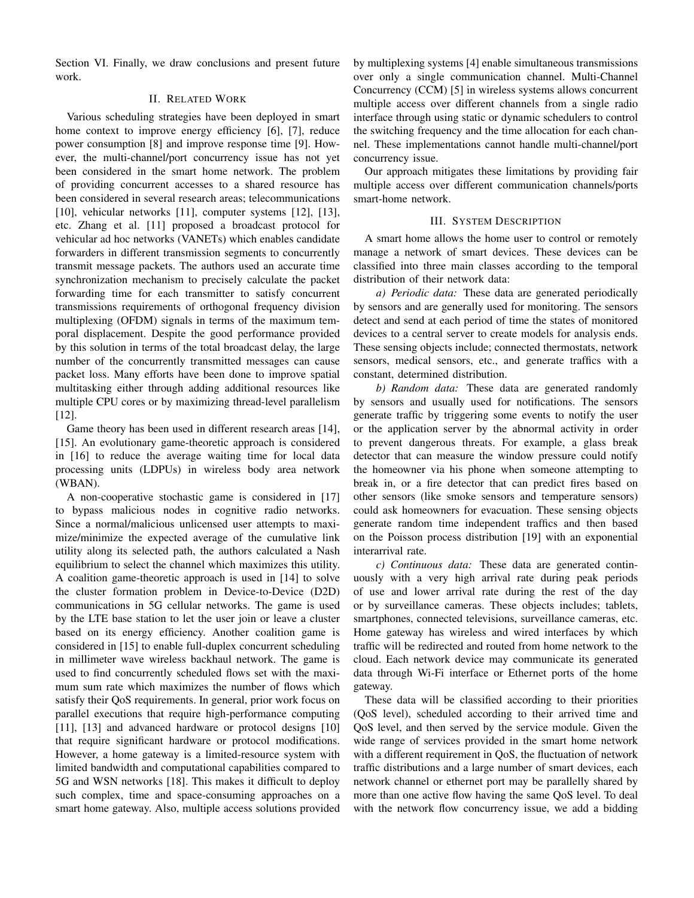Section VI. Finally, we draw conclusions and present future work.

## II. Related Work

Various scheduling strategies have been deployed in smart home context to improve energy efficiency [6], [7], reduce power consumption [8] and improve response time [9]. However, the multi-channel/port concurrency issue has not yet been considered in the smart home network. The problem of providing concurrent accesses to a shared resource has been considered in several research areas; telecommunications [10], vehicular networks [11], computer systems [12], [13], etc. Zhang et al. [11] proposed a broadcast protocol for vehicular ad hoc networks (VANETs) which enables candidate forwarders in different transmission segments to concurrently transmit message packets. The authors used an accurate time synchronization mechanism to precisely calculate the packet forwarding time for each transmitter to satisfy concurrent transmissions requirements of orthogonal frequency division multiplexing (OFDM) signals in terms of the maximum temporal displacement. Despite the good performance provided by this solution in terms of the total broadcast delay, the large number of the concurrently transmitted messages can cause packet loss. Many efforts have been done to improve spatial multitasking either through adding additional resources like multiple CPU cores or by maximizing thread-level parallelism [12].

Game theory has been used in different research areas [14], [15]. An evolutionary game-theoretic approach is considered in [16] to reduce the average waiting time for local data processing units (LDPUs) in wireless body area network (WBAN).

A non-cooperative stochastic game is considered in [17] to bypass malicious nodes in cognitive radio networks. Since a normal/malicious unlicensed user attempts to maximize/minimize the expected average of the cumulative link utility along its selected path, the authors calculated a Nash equilibrium to select the channel which maximizes this utility. A coalition game-theoretic approach is used in [14] to solve the cluster formation problem in Device-to-Device (D2D) communications in 5G cellular networks. The game is used by the LTE base station to let the user join or leave a cluster based on its energy efficiency. Another coalition game is considered in [15] to enable full-duplex concurrent scheduling in millimeter wave wireless backhaul network. The game is used to find concurrently scheduled flows set with the maximum sum rate which maximizes the number of flows which satisfy their QoS requirements. In general, prior work focus on parallel executions that require high-performance computing [11], [13] and advanced hardware or protocol designs [10] that require significant hardware or protocol modifications. However, a home gateway is a limited-resource system with limited bandwidth and computational capabilities compared to 5G and WSN networks [18]. This makes it difficult to deploy such complex, time and space-consuming approaches on a smart home gateway. Also, multiple access solutions provided by multiplexing systems [4] enable simultaneous transmissions over only a single communication channel. Multi-Channel Concurrency (CCM) [5] in wireless systems allows concurrent multiple access over different channels from a single radio interface through using static or dynamic schedulers to control the switching frequency and the time allocation for each channel. These implementations cannot handle multi-channel/port concurrency issue.

Our approach mitigates these limitations by providing fair multiple access over different communication channels/ports smart-home network.

## III. System Description

A smart home allows the home user to control or remotely manage a network of smart devices. These devices can be classified into three main classes according to the temporal distribution of their network data:

*a) Periodic data:* These data are generated periodically by sensors and are generally used for monitoring. The sensors detect and send at each period of time the states of monitored devices to a central server to create models for analysis ends. These sensing objects include; connected thermostats, network sensors, medical sensors, etc., and generate traffics with a constant, determined distribution.

*b) Random data:* These data are generated randomly by sensors and usually used for notifications. The sensors generate traffic by triggering some events to notify the user or the application server by the abnormal activity in order to prevent dangerous threats. For example, a glass break detector that can measure the window pressure could notify the homeowner via his phone when someone attempting to break in, or a fire detector that can predict fires based on other sensors (like smoke sensors and temperature sensors) could ask homeowners for evacuation. These sensing objects generate random time independent traffics and then based on the Poisson process distribution [19] with an exponential interarrival rate.

*c) Continuous data:* These data are generated continuously with a very high arrival rate during peak periods of use and lower arrival rate during the rest of the day or by surveillance cameras. These objects includes; tablets, smartphones, connected televisions, surveillance cameras, etc. Home gateway has wireless and wired interfaces by which traffic will be redirected and routed from home network to the cloud. Each network device may communicate its generated data through Wi-Fi interface or Ethernet ports of the home gateway.

These data will be classified according to their priorities (QoS level), scheduled according to their arrived time and QoS level, and then served by the service module. Given the wide range of services provided in the smart home network with a different requirement in QoS, the fluctuation of network traffic distributions and a large number of smart devices, each network channel or ethernet port may be parallelly shared by more than one active flow having the same QoS level. To deal with the network flow concurrency issue, we add a bidding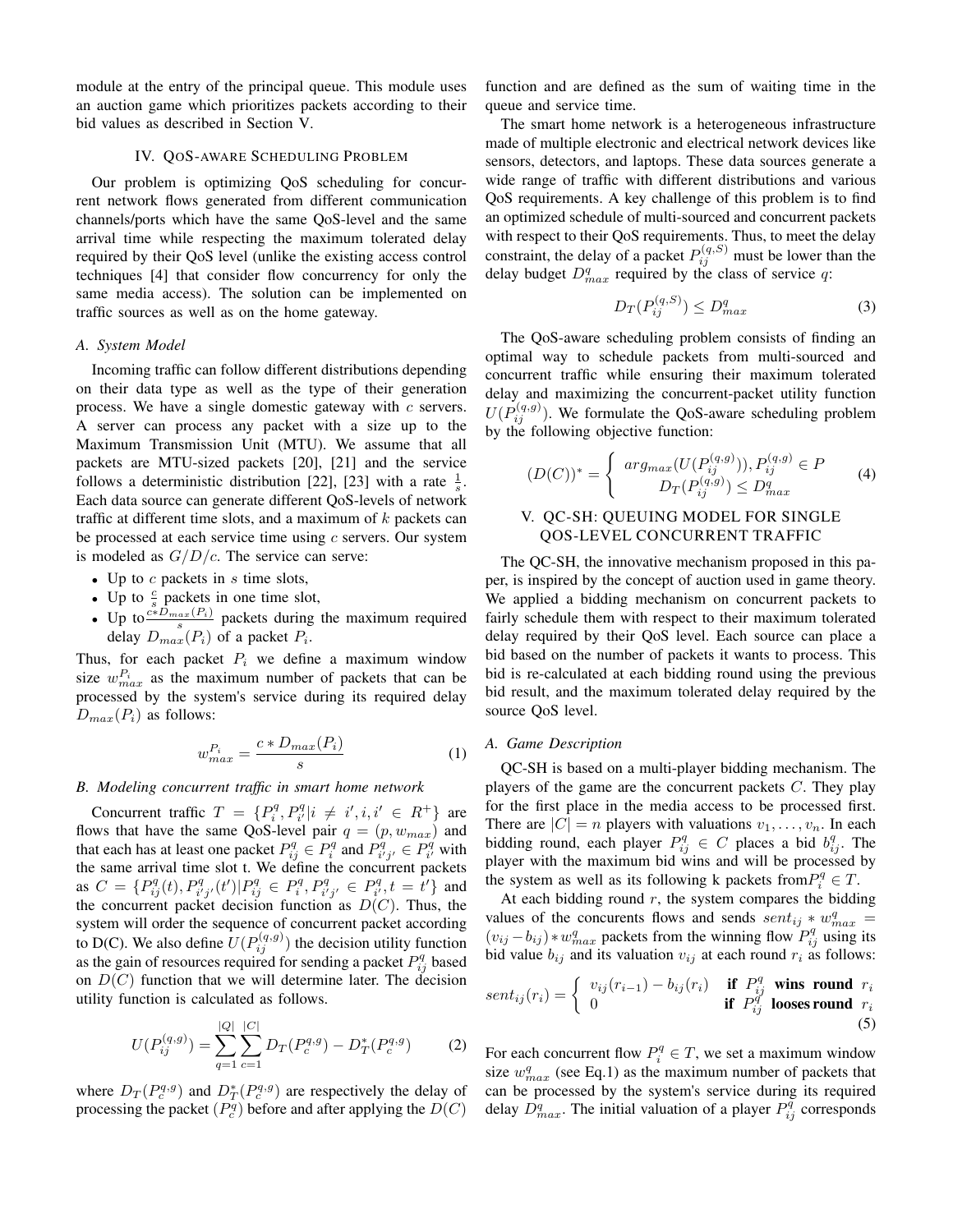module at the entry of the principal queue. This module uses an auction game which prioritizes packets according to their bid values as described in Section V.

## IV. QoS-aware Scheduling Problem

Our problem is optimizing QoS scheduling for concurrent network flows generated from different communication channels/ports which have the same QoS-level and the same arrival time while respecting the maximum tolerated delay required by their QoS level (unlike the existing access control techniques [4] that consider flow concurrency for only the same media access). The solution can be implemented on traffic sources as well as on the home gateway.

### A. System Model

Incoming traffic can follow different distributions depending on their data type as well as the type of their generation process. We have a single domestic gateway with $c$ servers. A server can process any packet with a size up to the Maximum Transmission Unit (MTU). We assume that all packets are MTU-sized packets [20], [21] and the service follows a deterministic distribution [22], [23] with a rate $\frac{1}{s}$. Each data source can generate different QoS-levels of network traffic at different time slots, and a maximum of $k$ packets can be processed at each service time using $c$ servers. Our system is modeled as $G/D/c$. The service can serve:

- Up to $c$ packets in $s$ time slots,
- Up to $\frac{c}{s}$ packets in one time slot,
- Up to $\frac{c*D_{max}(P_i)}{s}$ packets during the maximum required delay $D_{max}(P_i)$ of a packet $P_i$.

Thus, for each packet $P_i$ we define a maximum window size $w_{max}^{P_i}$ as the maximum number of packets that can be processed by the system's service during its required delay $D_{max}(P_i)$ as follows:

$$w_{max}^{P_i} = \frac{c * D_{max}(P_i)}{s} \tag{1}$$

### B. Modeling concurrent traffic in smart home network

Concurrent traffic $T = \{P_i^q, P_{i'}^q | i \neq i', i, i' \in R^+\}$ are flows that have the same QoS-level pair $q = (p, w_{max})$ and that each has at least one packet $P_{ij}^q \in P_i^q$ and $P_{i'j'}^q \in P_{i'}^q$ with the same arrival time slot t. We define the concurrent packets as $C = \{P_{ij}^q(t), P_{i'j'}^q(t') | P_{ij}^q \in P_i^q, P_{i'j'}^q \in P_{i'}^q, t = t'\}$ and the concurrent packet decision function as $D(C)$. Thus, the system will order the sequence of concurrent packet according to D(C). We also define $U(P_{ij}^{(q,g)})$ the decision utility function as the gain of resources required for sending a packet $P_{ij}^q$ based on $D(C)$ function that we will determine later. The decision utility function is calculated as follows.

$$U(P_{ij}^{(q,g)}) = \sum_{q=1}^{|Q|} \sum_{c=1}^{|C|} D_T(P_c^{q,g}) - D_T^*(P_c^{q,g}) \tag{2}$$

where $D_T(P_c^{q,g})$ and $D_T^*(P_c^{q,g})$ are respectively the delay of processing the packet $(P_c^q)$ before and after applying the $D(C)$ function and are defined as the sum of waiting time in the queue and service time.

The smart home network is a heterogeneous infrastructure made of multiple electronic and electrical network devices like sensors, detectors, and laptops. These data sources generate a wide range of traffic with different distributions and various QoS requirements. A key challenge of this problem is to find an optimized schedule of multi-sourced and concurrent packets with respect to their QoS requirements. Thus, to meet the delay constraint, the delay of a packet $P_{ij}^{(q,S)}$ must be lower than the delay budget $D_{max}^q$ required by the class of service $q$:

$$D_T(P_{ij}^{(q,S)}) \leq D_{max}^q \tag{3}$$

The QoS-aware scheduling problem consists of finding an optimal way to schedule packets from multi-sourced and concurrent traffic while ensuring their maximum tolerated delay and maximizing the concurrent-packet utility function $U(P_{ij}^{(q,g)})$. We formulate the QoS-aware scheduling problem by the following objective function:

$$(D(C))^* = \begin{cases} arg_{max}(U(P_{ij}^{(q,g)})), P_{ij}^{(q,g)} \in P \\ D_T(P_{ij}^{(q,g)}) \leq D_{max}^q \end{cases} \tag{4}$$

## V. QC-SH: Queuing Model for Single QoS-Level Concurrent Traffic

The QC-SH, the innovative mechanism proposed in this paper, is inspired by the concept of auction used in game theory. We applied a bidding mechanism on concurrent packets to fairly schedule them with respect to their maximum tolerated delay required by their QoS level. Each source can place a bid based on the number of packets it wants to process. This bid is re-calculated at each bidding round using the previous bid result, and the maximum tolerated delay required by the source QoS level.

### A. Game Description

QC-SH is based on a multi-player bidding mechanism. The players of the game are the concurrent packets $C$. They play for the first place in the media access to be processed first. There are $|C| = n$ players with valuations $v_1, \ldots, v_n$. In each bidding round, each player $P_{ij}^q \in C$ places a bid $b_{ij}^q$. The player with the maximum bid wins and will be processed by the system as well as its following k packets from $P_i^q \in T$.

At each bidding round $r$, the system compares the bidding values of the concurents flows and sends $sent_{ij} * w_{max}^q = (v_{ij} - b_{ij}) * w_{max}^q$ packets from the winning flow $P_{ij}^q$ using its bid value $b_{ij}$ and its valuation $v_{ij}$ at each round $r_i$ as follows:

$$sent_{ij}(r_i) = \begin{cases} v_{ij}(r_{i-1}) - b_{ij}(r_i) & \textbf{if } P_{ij}^q \textbf{ wins round } r_i \\ 0 & \textbf{if } P_{ij}^q \textbf{ looses round } r_i \end{cases} \tag{5}$$

For each concurrent flow $P_i^q \in T$, we set a maximum window size $w_{max}^q$ (see Eq.1) as the maximum number of packets that can be processed by the system's service during its required delay $D_{max}^q$. The initial valuation of a player $P_{ij}^q$ corresponds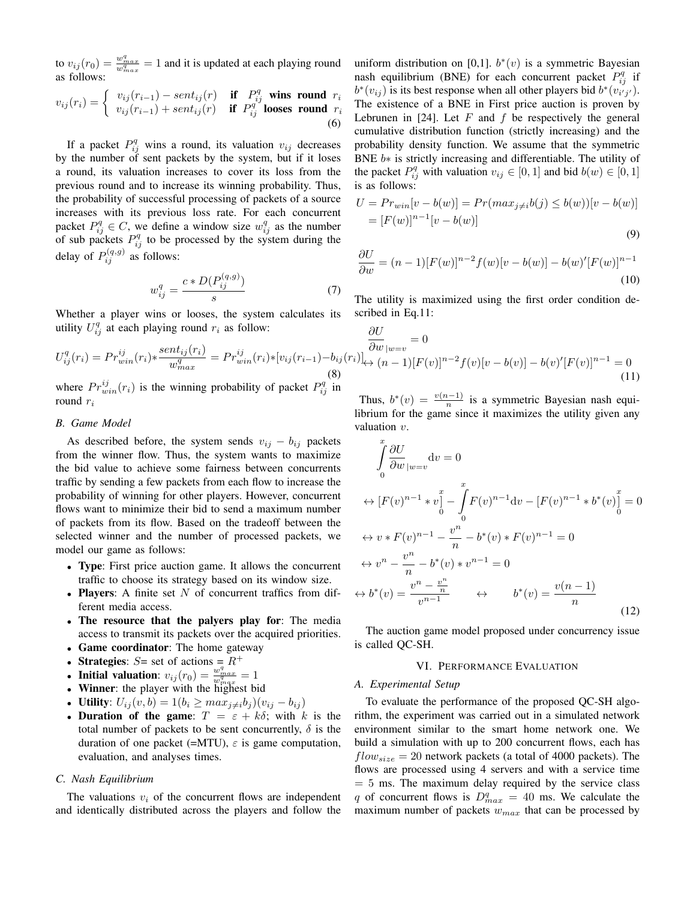to $v_{ij}(r_0) = \frac{w^q_{max}}{w^q_{max}} = 1$ and it is updated at each playing round as follows:

$$v_{ij}(r_i) = \begin{cases} v_{ij}(r_{i-1}) - sent_{ij}(r) & \textbf{if } P^q_{ij} \textbf{ wins round } r_i \\ v_{ij}(r_{i-1}) + sent_{ij}(r) & \textbf{if } P^q_{ij} \textbf{ looses round } r_i \end{cases} \tag{6}$$

If a packet $P^q_{ij}$ wins a round, its valuation $v_{ij}$ decreases by the number of sent packets by the system, but if it loses a round, its valuation increases to cover its loss from the previous round and to increase its winning probability. Thus, the probability of successful processing of packets of a source increases with its previous loss rate. For each concurrent packet $P^q_{ij} \in C$, we define a window size $w^q_{ij}$ as the number of sub packets $P^q_{ij}$ to be processed by the system during the delay of $P^{(q,g)}_{ij}$ as follows:

$$w^q_{ij} = \frac{c * D(P^{(q,g)}_{ij})}{s} \tag{7}$$

Whether a player wins or looses, the system calculates its utility $U^q_{ij}$ at each playing round $r_i$ as follow:

$$U^q_{ij}(r_i) = Pr^{ij}_{win}(r_i) * \frac{sent_{ij}(r_i)}{w^q_{max}} = Pr^{ij}_{win}(r_i) * [v_{ij}(r_{i-1}) - b_{ij}(r_i)] \tag{8}$$

where $Pr^{ij}_{win}(r_i)$ is the winning probability of packet $P^q_{ij}$ in round $r_i$

### B. Game Model

As described before, the system sends $v_{ij} - b_{ij}$ packets from the winner flow. Thus, the system wants to maximize the bid value to achieve some fairness between concurrents traffic by sending a few packets from each flow to increase the probability of winning for other players. However, concurrent flows want to minimize their bid to send a maximum number of packets from its flow. Based on the tradeoff between the selected winner and the number of processed packets, we model our game as follows:

- **Type**: First price auction game. It allows the concurrent traffic to choose its strategy based on its window size.
- **Players**: A finite set $N$ of concurrent traffics from different media access.
- **The resource that the palyers play for**: The media access to transmit its packets over the acquired priorities.
- **Game coordinator**: The home gateway
- **Strategies**: $S$= set of actions = $R^+$
- **Initial valuation**: $v_{ij}(r_0) = \frac{w^q_{max}}{w^q_{max}} = 1$
- **Winner**: the player with the highest bid
- **Utility**: $U_{ij}(v, b) = 1(b_i \geq max_{j \neq i} b_j)(v_{ij} - b_{ij})$
- **Duration of the game**: $T = \varepsilon + k\delta$; with $k$ is the total number of packets to be sent concurrently, $\delta$ is the duration of one packet (=MTU), $\varepsilon$ is game computation, evaluation, and analyses times.

### C. Nash Equilibrium

The valuations $v_i$ of the concurrent flows are independent and identically distributed across the players and follow the uniform distribution on [0,1]. $b^*(v)$ is a symmetric Bayesian nash equilibrium (BNE) for each concurrent packet $P^q_{ij}$ if $b^*(v_{ij})$ is its best response when all other players bid $b^*(v_{i'j'})$. The existence of a BNE in First price auction is proven by Lebrunen in [24]. Let $F$ and $f$ be respectively the general cumulative distribution function (strictly increasing) and the probability density function. We assume that the symmetric BNE $b*$ is strictly increasing and differentiable. The utility of the packet $P^q_{ij}$ with valuation $v_{ij} \in [0, 1]$ and bid $b(w) \in [0, 1]$ is as follows:

$$\begin{aligned} U &= Pr_{win}[v - b(w)] = Pr(max_{j \neq i} b(j) \leq b(w))[v - b(w)] \\ &= [F(w)]^{n-1}[v - b(w)] \end{aligned} \tag{9}$$

$$\frac{\partial U}{\partial w} = (n-1)[F(w)]^{n-2} f(w)[v - b(w)] - b(w)'[F(w)]^{n-1} \tag{10}$$

The utility is maximized using the first order condition described in Eq.11:

$$\begin{aligned} &\frac{\partial U}{\partial w}_{|w=v} = 0 \\ &\leftrightarrow (n-1)[F(v)]^{n-2} f(v)[v - b(v)] - b(v)'[F(v)]^{n-1} = 0 \end{aligned} \tag{11}$$

Thus, $b^*(v) = \frac{v(n-1)}{n}$ is a symmetric Bayesian nash equilibrium for the game since it maximizes the utility given any valuation $v$.

$$\begin{aligned} &\int_0^x \frac{\partial U}{\partial w}_{|w=v} \mathrm{d}v = 0 \\ &\leftrightarrow [F(v)^{n-1} * v]_0^x - \int_0^x F(v)^{n-1} \mathrm{d}v - [F(v)^{n-1} * b^*(v)]_0^x = 0 \\ &\leftrightarrow v * F(v)^{n-1} - \frac{v^n}{n} - b^*(v) * F(v)^{n-1} = 0 \\ &\leftrightarrow v^n - \frac{v^n}{n} - b^*(v) * v^{n-1} = 0 \\ &\leftrightarrow b^*(v) = \frac{v^n - \frac{v^n}{n}}{v^{n-1}} \qquad \leftrightarrow \qquad b^*(v) = \frac{v(n-1)}{n} \end{aligned} \tag{12}$$

The auction game model proposed under concurrency issue is called QC-SH.

## VI. Performance Evaluation

### A. Experimental Setup

To evaluate the performance of the proposed QC-SH algorithm, the experiment was carried out in a simulated network environment similar to the smart home network one. We build a simulation with up to 200 concurrent flows, each has $flow_{size} = 20$ network packets (a total of 4000 packets). The flows are processed using 4 servers and with a service time = 5 ms. The maximum delay required by the service class $q$ of concurrent flows is $D^q_{max} = 40$ ms. We calculate the maximum number of packets $w_{max}$ that can be processed by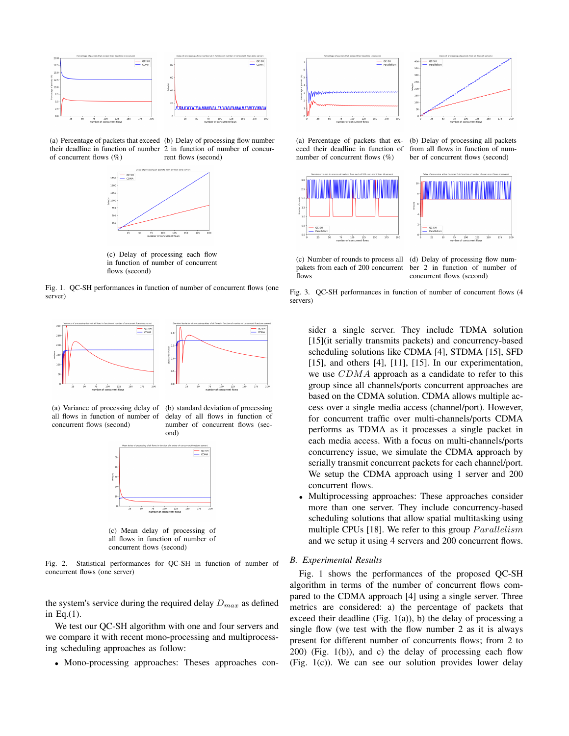(a) Percentage of packets that exceed their deadline in function of number of concurrent flows (%)

(b) Delay of processing flow number 2 in function of number of concurrent flows (second)

(c) Delay of processing each flow in function of number of concurrent flows (second)

Fig. 1. QC-SH performances in function of number of concurrent flows (one server)

(a) Variance of processing delay of all flows in function of number of concurrent flows (second)

(b) standard deviation of processing delay of all flows in function of number of concurrent flows (second)

(c) Mean delay of processing of all flows in function of number of concurrent flows (second)

Fig. 2. Statistical performances for QC-SH in function of number of concurrent flows (one server)

the system's service during the required delay $D_{max}$ as defined in Eq.(1).

We test our QC-SH algorithm with one and four servers and we compare it with recent mono-processing and multiprocessing scheduling approaches as follow:

- Mono-processing approaches: Theses approaches consider a single server. They include TDMA solution [15](it serially transmits packets) and concurrency-based scheduling solutions like CDMA [4], STDMA [15], SFD [15], and others [4], [11], [15]. In our experimentation, we use $CDMA$ approach as a candidate to refer to this group since all channels/ports concurrent approaches are based on the CDMA solution. CDMA allows multiple access over a single media access (channel/port). However, for concurrent traffic over multi-channels/ports CDMA performs as TDMA as it processes a single packet in each media access. With a focus on multi-channels/ports concurrency issue, we simulate the CDMA approach by serially transmit concurrent packets for each channel/port. We setup the CDMA approach using 1 server and 200 concurrent flows.
- Multiprocessing approaches: These approaches consider more than one server. They include concurrency-based scheduling solutions that allow spatial multitasking using multiple CPUs [18]. We refer to this group $Parallelism$ and we setup it using 4 servers and 200 concurrent flows.

(a) Percentage of packets that exceed their deadline in function of number of concurrent flows (%)

(b) Delay of processing all packets from all flows in function of number of concurrent flows (second)

(c) Number of rounds to process all pakets from each of 200 concurrent flows

(d) Delay of processing flow number 2 in function of number of concurrent flows (second)

Fig. 3. QC-SH performances in function of number of concurrent flows (4 servers)

## B. Experimental Results

Fig. 1 shows the performances of the proposed QC-SH algorithm in terms of the number of concurrent flows compared to the CDMA approach [4] using a single server. Three metrics are considered: a) the percentage of packets that exceed their deadline (Fig. 1(a)), b) the delay of processing a single flow (we test with the flow number 2 as it is always present for different number of concurrents flows; from 2 to 200) (Fig. 1(b)), and c) the delay of processing each flow (Fig. 1(c)). We can see our solution provides lower delay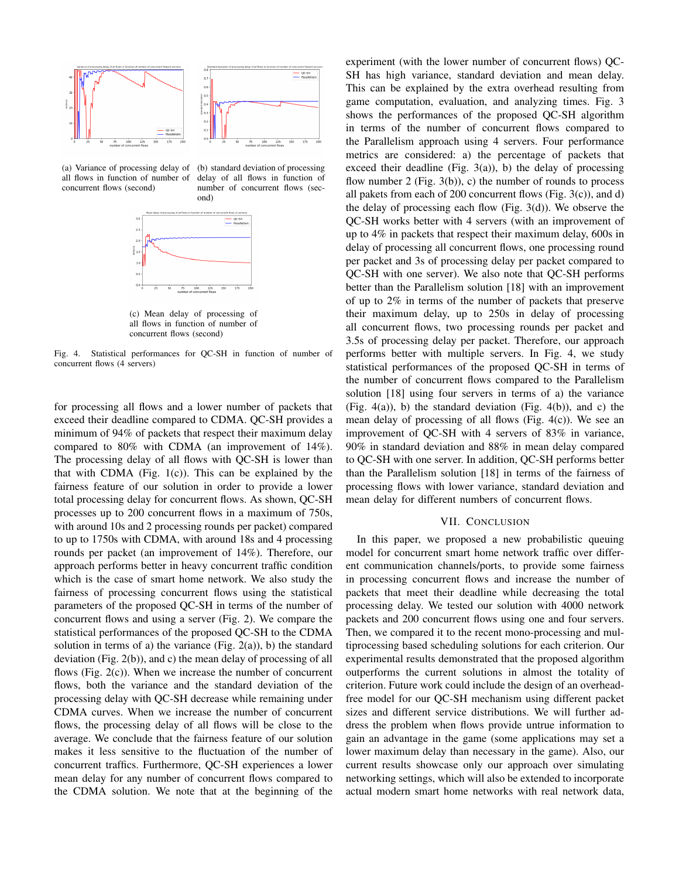(a) Variance of processing delay of all flows in function of number of concurrent flows (second)

(b) standard deviation of processing delay of all flows in function of number of concurrent flows (second)

(c) Mean delay of processing of all flows in function of number of concurrent flows (second)

Fig. 4. Statistical performances for QC-SH in function of number of concurrent flows (4 servers)

for processing all flows and a lower number of packets that exceed their deadline compared to CDMA. QC-SH provides a minimum of 94% of packets that respect their maximum delay compared to 80% with CDMA (an improvement of 14%). The processing delay of all flows with QC-SH is lower than that with CDMA (Fig. 1(c)). This can be explained by the fairness feature of our solution in order to provide a lower total processing delay for concurrent flows. As shown, QC-SH processes up to 200 concurrent flows in a maximum of 750s, with around 10s and 2 processing rounds per packet) compared to up to 1750s with CDMA, with around 18s and 4 processing rounds per packet (an improvement of 14%). Therefore, our approach performs better in heavy concurrent traffic condition which is the case of smart home network. We also study the fairness of processing concurrent flows using the statistical parameters of the proposed QC-SH in terms of the number of concurrent flows and using a server (Fig. 2). We compare the statistical performances of the proposed QC-SH to the CDMA solution in terms of a) the variance (Fig. 2(a)), b) the standard deviation (Fig. 2(b)), and c) the mean delay of processing of all flows (Fig. 2(c)). When we increase the number of concurrent flows, both the variance and the standard deviation of the processing delay with QC-SH decrease while remaining under CDMA curves. When we increase the number of concurrent flows, the processing delay of all flows will be close to the average. We conclude that the fairness feature of our solution makes it less sensitive to the fluctuation of the number of concurrent traffics. Furthermore, QC-SH experiences a lower mean delay for any number of concurrent flows compared to the CDMA solution. We note that at the beginning of the experiment (with the lower number of concurrent flows) QC-SH has high variance, standard deviation and mean delay. This can be explained by the extra overhead resulting from game computation, evaluation, and analyzing times. Fig. 3 shows the performances of the proposed QC-SH algorithm in terms of the number of concurrent flows compared to the Parallelism approach using 4 servers. Four performance metrics are considered: a) the percentage of packets that exceed their deadline (Fig. 3(a)), b) the delay of processing flow number 2 (Fig. 3(b)), c) the number of rounds to process all pakets from each of 200 concurrent flows (Fig. 3(c)), and d) the delay of processing each flow (Fig. 3(d)). We observe the QC-SH works better with 4 servers (with an improvement of up to 4% in packets that respect their maximum delay, 600s in delay of processing all concurrent flows, one processing round per packet and 3s of processing delay per packet compared to QC-SH with one server). We also note that QC-SH performs better than the Parallelism solution [18] with an improvement of up to 2% in terms of the number of packets that preserve their maximum delay, up to 250s in delay of processing all concurrent flows, two processing rounds per packet and 3.5s of processing delay per packet. Therefore, our approach performs better with multiple servers. In Fig. 4, we study statistical performances of the proposed QC-SH in terms of the number of concurrent flows compared to the Parallelism solution [18] using four servers in terms of a) the variance (Fig. 4(a)), b) the standard deviation (Fig. 4(b)), and c) the mean delay of processing of all flows (Fig. 4(c)). We see an improvement of QC-SH with 4 servers of 83% in variance, 90% in standard deviation and 88% in mean delay compared to QC-SH with one server. In addition, QC-SH performs better than the Parallelism solution [18] in terms of the fairness of processing flows with lower variance, standard deviation and mean delay for different numbers of concurrent flows.

## VII. Conclusion

In this paper, we proposed a new probabilistic queuing model for concurrent smart home network traffic over different communication channels/ports, to provide some fairness in processing concurrent flows and increase the number of packets that meet their deadline while decreasing the total processing delay. We tested our solution with 4000 network packets and 200 concurrent flows using one and four servers. Then, we compared it to the recent mono-processing and multiprocessing based scheduling solutions for each criterion. Our experimental results demonstrated that the proposed algorithm outperforms the current solutions in almost the totality of criterion. Future work could include the design of an overhead-free model for our QC-SH mechanism using different packet sizes and different service distributions. We will further address the problem when flows provide untrue information to gain an advantage in the game (some applications may set a lower maximum delay than necessary in the game). Also, our current results showcase only our approach over simulating networking settings, which will also be extended to incorporate actual modern smart home networks with real network data,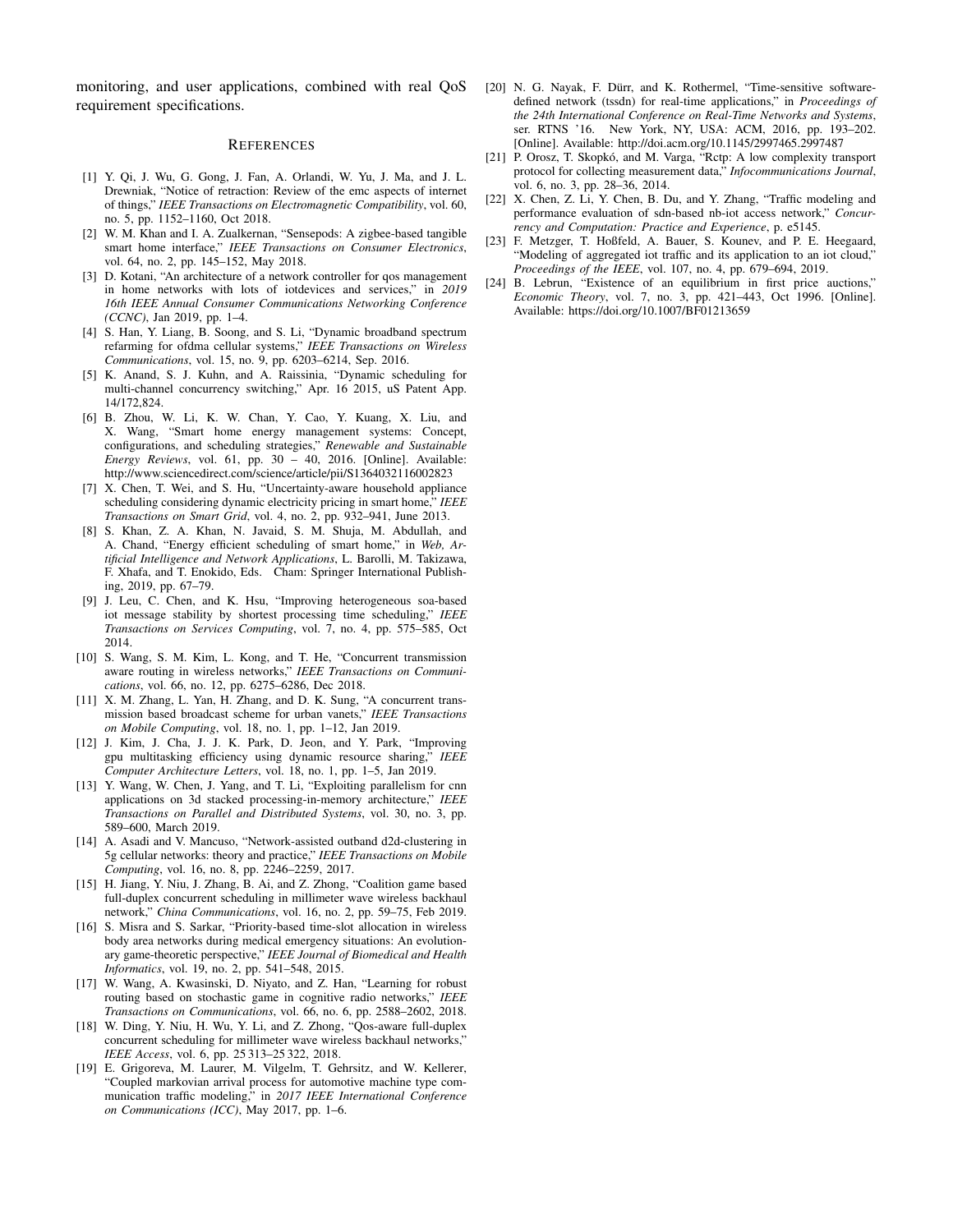monitoring, and user applications, combined with real QoS requirement specifications.

## References

[1] Y. Qi, J. Wu, G. Gong, J. Fan, A. Orlandi, W. Yu, J. Ma, and J. L. Drewniak, "Notice of retraction: Review of the emc aspects of internet of things," *IEEE Transactions on Electromagnetic Compatibility*, vol. 60, no. 5, pp. 1152–1160, Oct 2018.

[2] W. M. Khan and I. A. Zualkernan, "Sensepods: A zigbee-based tangible smart home interface," *IEEE Transactions on Consumer Electronics*, vol. 64, no. 2, pp. 145–152, May 2018.

[3] D. Kotani, "An architecture of a network controller for qos management in home networks with lots of iotdevices and services," in *2019 16th IEEE Annual Consumer Communications Networking Conference (CCNC)*, Jan 2019, pp. 1–4.

[4] S. Han, Y. Liang, B. Soong, and S. Li, "Dynamic broadband spectrum refarming for ofdma cellular systems," *IEEE Transactions on Wireless Communications*, vol. 15, no. 9, pp. 6203–6214, Sep. 2016.

[5] K. Anand, S. J. Kuhn, and A. Raissinia, "Dynamic scheduling for multi-channel concurrency switching," Apr. 16 2015, uS Patent App. 14/172,824.

[6] B. Zhou, W. Li, K. W. Chan, Y. Cao, Y. Kuang, X. Liu, and X. Wang, "Smart home energy management systems: Concept, configurations, and scheduling strategies," *Renewable and Sustainable Energy Reviews*, vol. 61, pp. 30 – 40, 2016. [Online]. Available: http://www.sciencedirect.com/science/article/pii/S1364032116002823

[7] X. Chen, T. Wei, and S. Hu, "Uncertainty-aware household appliance scheduling considering dynamic electricity pricing in smart home," *IEEE Transactions on Smart Grid*, vol. 4, no. 2, pp. 932–941, June 2013.

[8] S. Khan, Z. A. Khan, N. Javaid, S. M. Shuja, M. Abdullah, and A. Chand, "Energy efficient scheduling of smart home," in *Web, Artificial Intelligence and Network Applications*, L. Barolli, M. Takizawa, F. Xhafa, and T. Enokido, Eds. Cham: Springer International Publishing, 2019, pp. 67–79.

[9] J. Leu, C. Chen, and K. Hsu, "Improving heterogeneous soa-based iot message stability by shortest processing time scheduling," *IEEE Transactions on Services Computing*, vol. 7, no. 4, pp. 575–585, Oct 2014.

[10] S. Wang, S. M. Kim, L. Kong, and T. He, "Concurrent transmission aware routing in wireless networks," *IEEE Transactions on Communications*, vol. 66, no. 12, pp. 6275–6286, Dec 2018.

[11] X. M. Zhang, L. Yan, H. Zhang, and D. K. Sung, "A concurrent transmission based broadcast scheme for urban vanets," *IEEE Transactions on Mobile Computing*, vol. 18, no. 1, pp. 1–12, Jan 2019.

[12] J. Kim, J. Cha, J. J. K. Park, D. Jeon, and Y. Park, "Improving gpu multitasking efficiency using dynamic resource sharing," *IEEE Computer Architecture Letters*, vol. 18, no. 1, pp. 1–5, Jan 2019.

[13] Y. Wang, W. Chen, J. Yang, and T. Li, "Exploiting parallelism for cnn applications on 3d stacked processing-in-memory architecture," *IEEE Transactions on Parallel and Distributed Systems*, vol. 30, no. 3, pp. 589–600, March 2019.

[14] A. Asadi and V. Mancuso, "Network-assisted outband d2d-clustering in 5g cellular networks: theory and practice," *IEEE Transactions on Mobile Computing*, vol. 16, no. 8, pp. 2246–2259, 2017.

[15] H. Jiang, Y. Niu, J. Zhang, B. Ai, and Z. Zhong, "Coalition game based full-duplex concurrent scheduling in millimeter wave wireless backhaul network," *China Communications*, vol. 16, no. 2, pp. 59–75, Feb 2019.

[16] S. Misra and S. Sarkar, "Priority-based time-slot allocation in wireless body area networks during medical emergency situations: An evolutionary game-theoretic perspective," *IEEE Journal of Biomedical and Health Informatics*, vol. 19, no. 2, pp. 541–548, 2015.

[17] W. Wang, A. Kwasinski, D. Niyato, and Z. Han, "Learning for robust routing based on stochastic game in cognitive radio networks," *IEEE Transactions on Communications*, vol. 66, no. 6, pp. 2588–2602, 2018.

[18] W. Ding, Y. Niu, H. Wu, Y. Li, and Z. Zhong, "Qos-aware full-duplex concurrent scheduling for millimeter wave wireless backhaul networks," *IEEE Access*, vol. 6, pp. 25 313–25 322, 2018.

[19] E. Grigoreva, M. Laurer, M. Vilgelm, T. Gehrsitz, and W. Kellerer, "Coupled markovian arrival process for automotive machine type communication traffic modeling," in *2017 IEEE International Conference on Communications (ICC)*, May 2017, pp. 1–6.

[20] N. G. Nayak, F. Dürr, and K. Rothermel, "Time-sensitive software-defined network (tssdn) for real-time applications," in *Proceedings of the 24th International Conference on Real-Time Networks and Systems*, ser. RTNS '16. New York, NY, USA: ACM, 2016, pp. 193–202. [Online]. Available: http://doi.acm.org/10.1145/2997465.2997487

[21] P. Orosz, T. Skopkó, and M. Varga, "Rctp: A low complexity transport protocol for collecting measurement data," *Infocommunications Journal*, vol. 6, no. 3, pp. 28–36, 2014.

[22] X. Chen, Z. Li, Y. Chen, B. Du, and Y. Zhang, "Traffic modeling and performance evaluation of sdn-based nb-iot access network," *Concurrency and Computation: Practice and Experience*, p. e5145.

[23] F. Metzger, T. Hoßfeld, A. Bauer, S. Kounev, and P. E. Heegaard, "Modeling of aggregated iot traffic and its application to an iot cloud," *Proceedings of the IEEE*, vol. 107, no. 4, pp. 679–694, 2019.

[24] B. Lebrun, "Existence of an equilibrium in first price auctions," *Economic Theory*, vol. 7, no. 3, pp. 421–443, Oct 1996. [Online]. Available: https://doi.org/10.1007/BF01213659